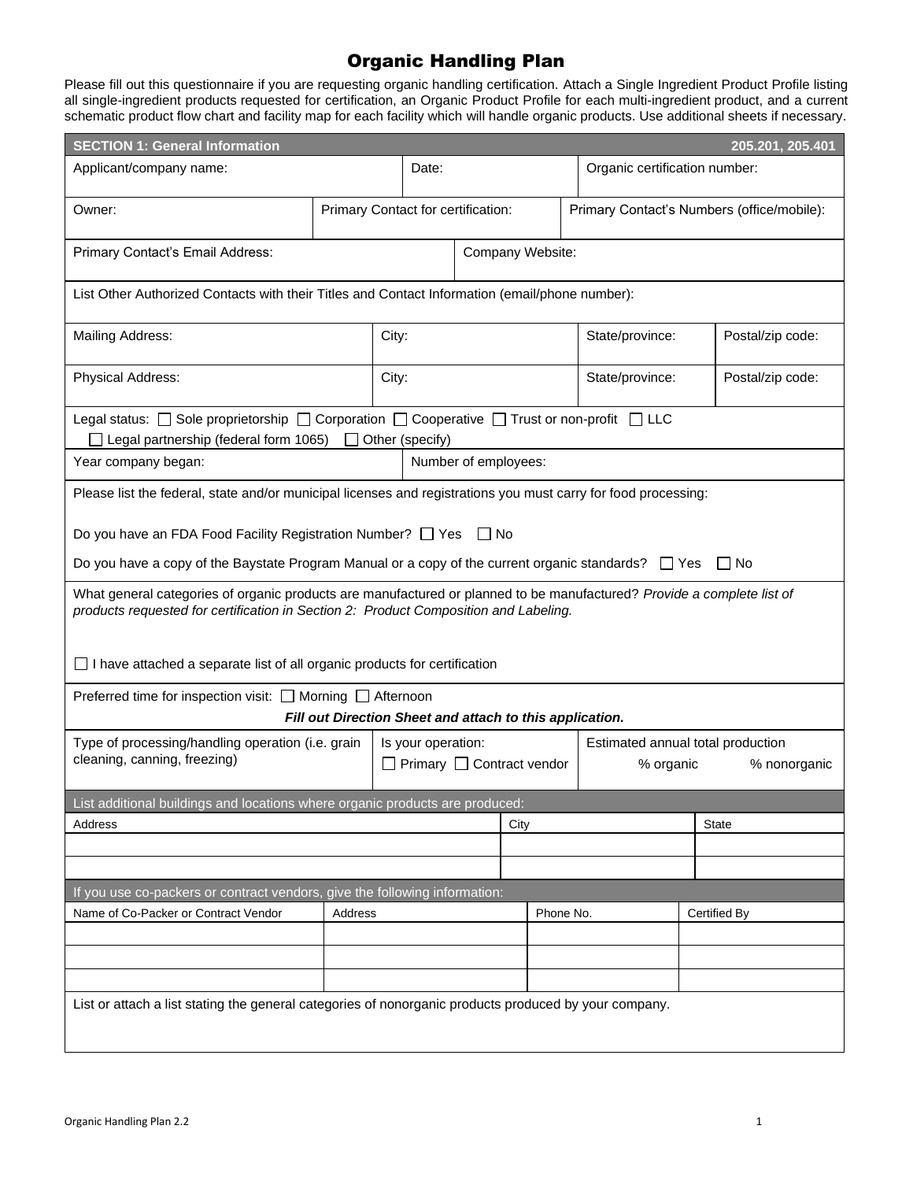# Organic Handling Plan

Please fill out this questionnaire if you are requesting organic handling certification. Attach a Single Ingredient Product Profile listing all single-ingredient products requested for certification, an Organic Product Profile for each multi-ingredient product, and a current schematic product flow chart and facility map for each facility which will handle organic products. Use additional sheets if necessary.

## SECTION 1: General Information — 205.201, 205.401

| Applicant/company name: | Date: | Organic certification number: |
|---|---|---|
| | | |

| Owner: | Primary Contact for certification: | Primary Contact's Numbers (office/mobile): |
|---|---|---|
| | | |

| Primary Contact's Email Address: | Company Website: |
|---|---|
| | |

List Other Authorized Contacts with their Titles and Contact Information (email/phone number):

| Mailing Address: | City: | State/province: | Postal/zip code: |
|---|---|---|---|
| **Physical Address:** | **City:** | **State/province:** | **Postal/zip code:** |

Legal status: ☐ Sole proprietorship ☐ Corporation ☐ Cooperative ☐ Trust or non-profit ☐ LLC ☐ Legal partnership (federal form 1065) ☐ Other (specify)

| Year company began: | Number of employees: |
|---|---|
| | |

Please list the federal, state and/or municipal licenses and registrations you must carry for food processing:

Do you have an FDA Food Facility Registration Number? ☐ Yes ☐ No

Do you have a copy of the Baystate Program Manual or a copy of the current organic standards? ☐ Yes ☐ No

What general categories of organic products are manufactured or planned to be manufactured? *Provide a complete list of products requested for certification in Section 2: Product Composition and Labeling.*

☐ I have attached a separate list of all organic products for certification

Preferred time for inspection visit: ☐ Morning ☐ Afternoon

***Fill out Direction Sheet and attach to this application.***

| Type of processing/handling operation (i.e. grain cleaning, canning, freezing) | Is your operation: ☐ Primary ☐ Contract vendor | Estimated annual total production: % organic % nonorganic |
|---|---|---|
| | | |

**List additional buildings and locations where organic products are produced:**

| Address | City | State |
|---|---|---|
| | | |
| | | |

**If you use co-packers or contract vendors, give the following information:**

| Name of Co-Packer or Contract Vendor | Address | Phone No. | Certified By |
|---|---|---|---|
| | | | |
| | | | |
| | | | |

List or attach a list stating the general categories of nonorganic products produced by your company.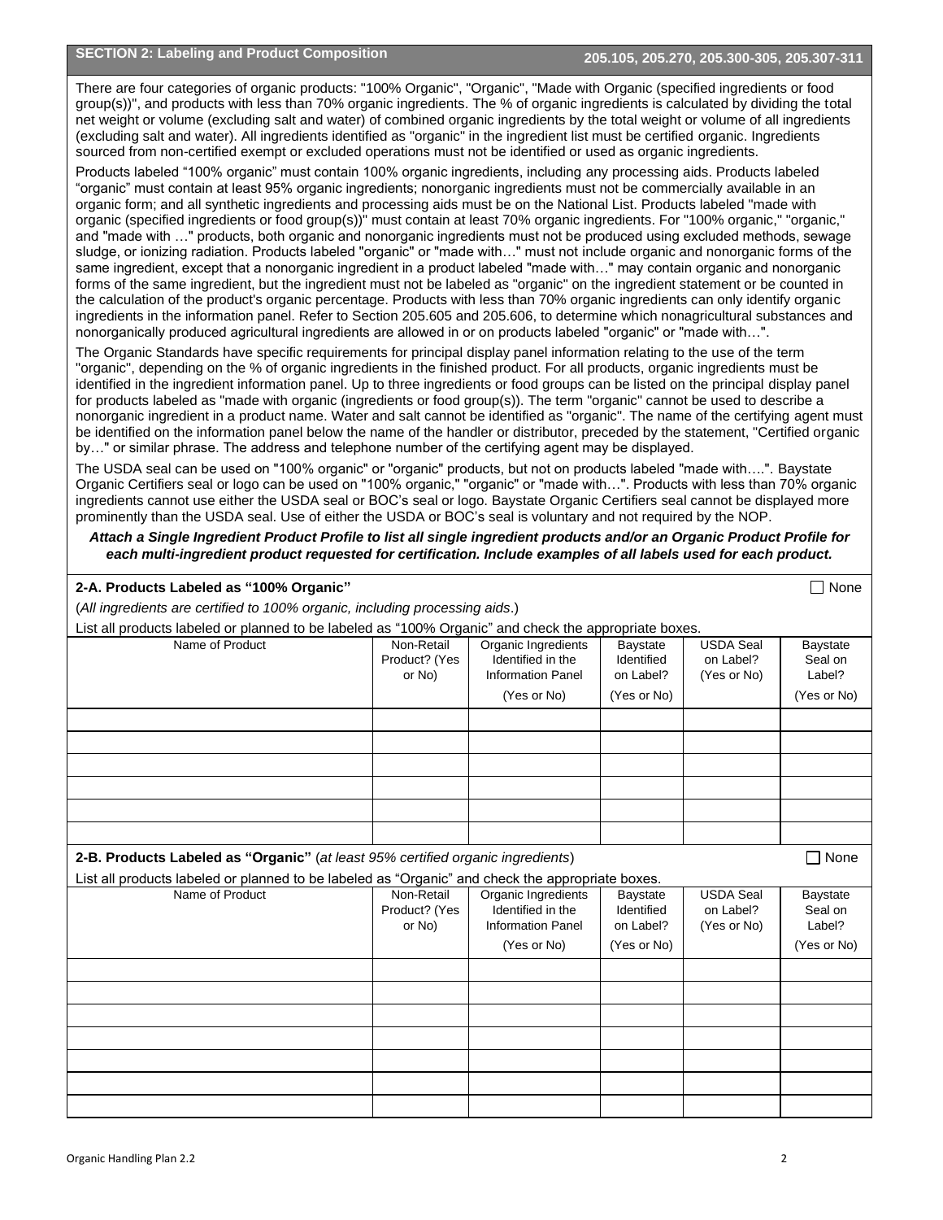## SECTION 2: Labeling and Product Composition

**205.105, 205.270, 205.300-305, 205.307-311**

There are four categories of organic products: "100% Organic", "Organic", "Made with Organic (specified ingredients or food group(s))", and products with less than 70% organic ingredients. The % of organic ingredients is calculated by dividing the total net weight or volume (excluding salt and water) of combined organic ingredients by the total weight or volume of all ingredients (excluding salt and water). All ingredients identified as "organic" in the ingredient list must be certified organic. Ingredients sourced from non-certified exempt or excluded operations must not be identified or used as organic ingredients.

Products labeled "100% organic" must contain 100% organic ingredients, including any processing aids. Products labeled "organic" must contain at least 95% organic ingredients; nonorganic ingredients must not be commercially available in an organic form; and all synthetic ingredients and processing aids must be on the National List. Products labeled "made with organic (specified ingredients or food group(s))" must contain at least 70% organic ingredients. For "100% organic," "organic," and "made with …" products, both organic and nonorganic ingredients must not be produced using excluded methods, sewage sludge, or ionizing radiation. Products labeled "organic" or "made with…" must not include organic and nonorganic forms of the same ingredient, except that a nonorganic ingredient in a product labeled "made with…" may contain organic and nonorganic forms of the same ingredient, but the ingredient must not be labeled as "organic" on the ingredient statement or be counted in the calculation of the product's organic percentage. Products with less than 70% organic ingredients can only identify organic ingredients in the information panel. Refer to Section 205.605 and 205.606, to determine which nonagricultural substances and nonorganically produced agricultural ingredients are allowed in or on products labeled "organic" or "made with…".

The Organic Standards have specific requirements for principal display panel information relating to the use of the term "organic", depending on the % of organic ingredients in the finished product. For all products, organic ingredients must be identified in the ingredient information panel. Up to three ingredients or food groups can be listed on the principal display panel for products labeled as "made with organic (ingredients or food group(s)). The term "organic" cannot be used to describe a nonorganic ingredient in a product name. Water and salt cannot be identified as "organic". The name of the certifying agent must be identified on the information panel below the name of the handler or distributor, preceded by the statement, "Certified organic by…" or similar phrase. The address and telephone number of the certifying agent may be displayed.

The USDA seal can be used on "100% organic" or "organic" products, but not on products labeled "made with….". Baystate Organic Certifiers seal or logo can be used on "100% organic," "organic" or "made with…". Products with less than 70% organic ingredients cannot use either the USDA seal or BOC's seal or logo. Baystate Organic Certifiers seal cannot be displayed more prominently than the USDA seal. Use of either the USDA or BOC's seal is voluntary and not required by the NOP.

***Attach a Single Ingredient Product Profile to list all single ingredient products and/or an Organic Product Profile for each multi-ingredient product requested for certification. Include examples of all labels used for each product.***

### 2-A. Products Labeled as "100% Organic"

☐ None

(*All ingredients are certified to 100% organic, including processing aids*.)

List all products labeled or planned to be labeled as "100% Organic" and check the appropriate boxes.

| Name of Product | Non-Retail Product? (Yes or No) | Organic Ingredients Identified in the Information Panel (Yes or No) | Baystate Identified on Label? (Yes or No) | USDA Seal on Label? (Yes or No) | Baystate Seal on Label? (Yes or No) |
|---|---|---|---|---|---|
| | | | | | |
| | | | | | |
| | | | | | |
| | | | | | |
| | | | | | |
| | | | | | |

### 2-B. Products Labeled as "Organic" (*at least 95% certified organic ingredients*)

☐ None

List all products labeled or planned to be labeled as "Organic" and check the appropriate boxes.

| Name of Product | Non-Retail Product? (Yes or No) | Organic Ingredients Identified in the Information Panel (Yes or No) | Baystate Identified on Label? (Yes or No) | USDA Seal on Label? (Yes or No) | Baystate Seal on Label? (Yes or No) |
|---|---|---|---|---|---|
| | | | | | |
| | | | | | |
| | | | | | |
| | | | | | |
| | | | | | |
| | | | | | |
| | | | | | |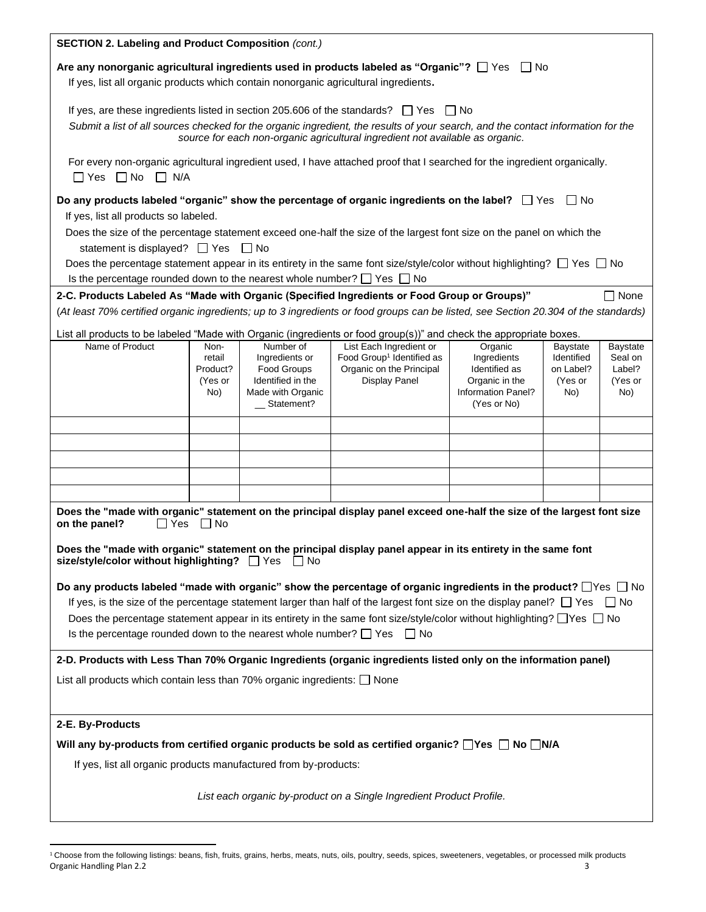**SECTION 2. Labeling and Product Composition** *(cont.)*

**Are any nonorganic agricultural ingredients used in products labeled as "Organic"?** ☐ Yes ☐ No

If yes, list all organic products which contain nonorganic agricultural ingredients**.**

If yes, are these ingredients listed in section 205.606 of the standards? ☐ Yes ☐ No

*Submit a list of all sources checked for the organic ingredient, the results of your search, and the contact information for the source for each non-organic agricultural ingredient not available as organic.*

For every non-organic agricultural ingredient used, I have attached proof that I searched for the ingredient organically. ☐ Yes ☐ No ☐ N/A

**Do any products labeled "organic" show the percentage of organic ingredients on the label?** ☐ Yes ☐ No

If yes, list all products so labeled.

Does the size of the percentage statement exceed one-half the size of the largest font size on the panel on which the statement is displayed? ☐ Yes ☐ No

Does the percentage statement appear in its entirety in the same font size/style/color without highlighting? ☐ Yes ☐ No

Is the percentage rounded down to the nearest whole number? ☐ Yes ☐ No

**2-C. Products Labeled As "Made with Organic (Specified Ingredients or Food Group or Groups)"** ☐ None

(*At least 70% certified organic ingredients; up to 3 ingredients or food groups can be listed, see Section 20.304 of the standards)*

List all products to be labeled "Made with Organic (ingredients or food group(s))" and check the appropriate boxes.

| Name of Product | Non-retail Product? (Yes or No) | Number of Ingredients or Food Groups Identified in the Made with Organic __ Statement? | List Each Ingredient or Food Group[1] Identified as Organic on the Principal Display Panel | Organic Ingredients Identified as Organic in the Information Panel? (Yes or No) | Baystate Identified on Label? (Yes or No) | Baystate Seal on Label? (Yes or No) |
|---|---|---|---|---|---|---|
| | | | | | | |
| | | | | | | |
| | | | | | | |
| | | | | | | |
| | | | | | | |

**Does the "made with organic" statement on the principal display panel exceed one-half the size of the largest font size on the panel?** ☐ Yes ☐ No

**Does the "made with organic" statement on the principal display panel appear in its entirety in the same font size/style/color without highlighting?** ☐ Yes ☐ No

**Do any products labeled "made with organic" show the percentage of organic ingredients in the product?** ☐ Yes ☐ No

If yes, is the size of the percentage statement larger than half of the largest font size on the display panel? ☐ Yes ☐ No

Does the percentage statement appear in its entirety in the same font size/style/color without highlighting? ☐ Yes ☐ No

Is the percentage rounded down to the nearest whole number? ☐ Yes ☐ No

**2-D. Products with Less Than 70% Organic Ingredients (organic ingredients listed only on the information panel)**

List all products which contain less than 70% organic ingredients: ☐ None

**2-E. By-Products**

**Will any by-products from certified organic products be sold as certified organic? ☐ Yes ☐ No ☐ N/A**

If yes, list all organic products manufactured from by-products:

*List each organic by-product on a Single Ingredient Product Profile.*

[1] Choose from the following listings: beans, fish, fruits, grains, herbs, meats, nuts, oils, poultry, seeds, spices, sweeteners, vegetables, or processed milk products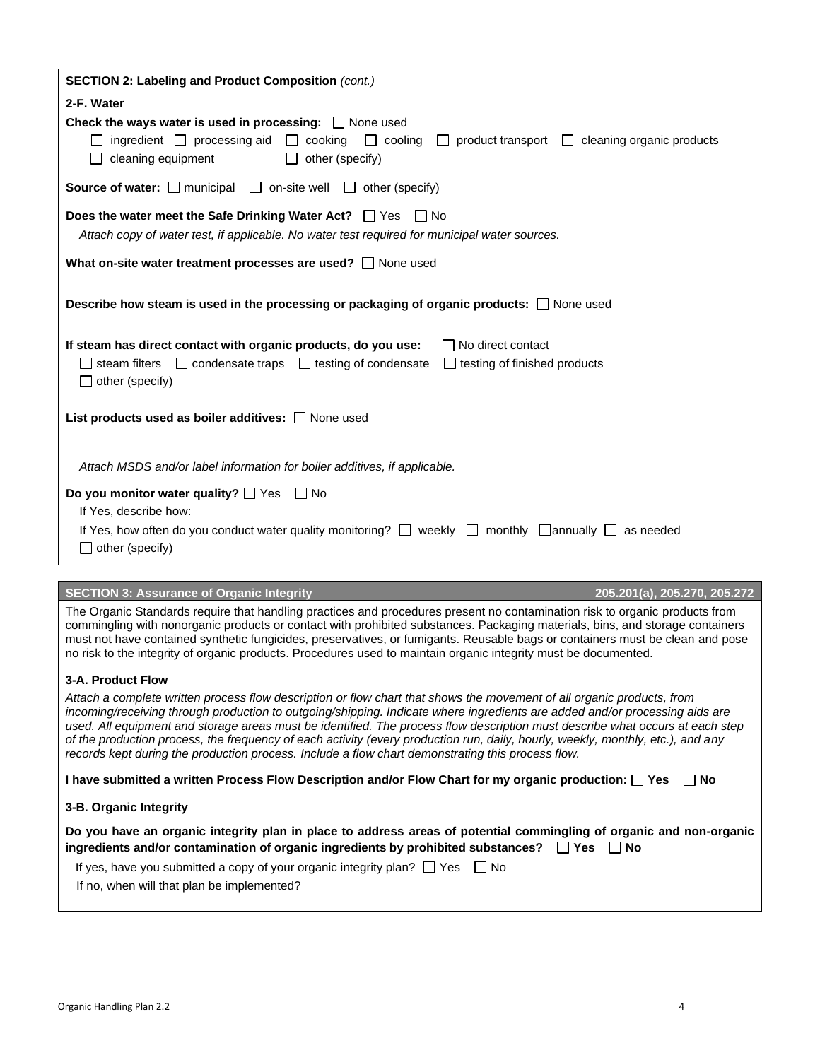## SECTION 2: Labeling and Product Composition *(cont.)*

### 2-F. Water

**Check the ways water is used in processing:** ☐ None used

☐ ingredient ☐ processing aid ☐ cooking ☐ cooling ☐ product transport ☐ cleaning organic products
☐ cleaning equipment ☐ other (specify)

**Source of water:** ☐ municipal ☐ on-site well ☐ other (specify)

**Does the water meet the Safe Drinking Water Act?** ☐ Yes ☐ No

*Attach copy of water test, if applicable. No water test required for municipal water sources.*

**What on-site water treatment processes are used?** ☐ None used

**Describe how steam is used in the processing or packaging of organic products:** ☐ None used

**If steam has direct contact with organic products, do you use:** ☐ No direct contact

☐ steam filters ☐ condensate traps ☐ testing of condensate ☐ testing of finished products
☐ other (specify)

**List products used as boiler additives:** ☐ None used

*Attach MSDS and/or label information for boiler additives, if applicable.*

**Do you monitor water quality?** ☐ Yes ☐ No

If Yes, describe how:

If Yes, how often do you conduct water quality monitoring? ☐ weekly ☐ monthly ☐ annually ☐ as needed
☐ other (specify)

## SECTION 3: Assurance of Organic Integrity — 205.201(a), 205.270, 205.272

The Organic Standards require that handling practices and procedures present no contamination risk to organic products from commingling with nonorganic products or contact with prohibited substances. Packaging materials, bins, and storage containers must not have contained synthetic fungicides, preservatives, or fumigants. Reusable bags or containers must be clean and pose no risk to the integrity of organic products. Procedures used to maintain organic integrity must be documented.

### 3-A. Product Flow

*Attach a complete written process flow description or flow chart that shows the movement of all organic products, from incoming/receiving through production to outgoing/shipping. Indicate where ingredients are added and/or processing aids are used. All equipment and storage areas must be identified. The process flow description must describe what occurs at each step of the production process, the frequency of each activity (every production run, daily, hourly, weekly, monthly, etc.), and any records kept during the production process. Include a flow chart demonstrating this process flow.*

**I have submitted a written Process Flow Description and/or Flow Chart for my organic production:** ☐ **Yes** ☐ **No**

### 3-B. Organic Integrity

**Do you have an organic integrity plan in place to address areas of potential commingling of organic and non-organic ingredients and/or contamination of organic ingredients by prohibited substances?** ☐ **Yes** ☐ **No**

If yes, have you submitted a copy of your organic integrity plan? ☐ Yes ☐ No

If no, when will that plan be implemented?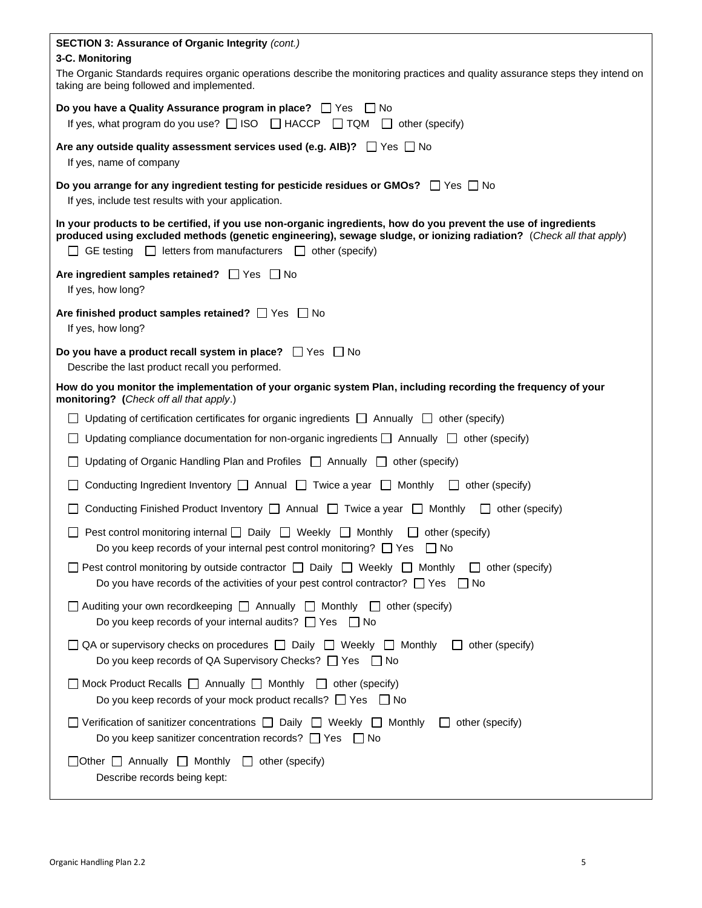**SECTION 3: Assurance of Organic Integrity** *(cont.)*

**3-C. Monitoring**

The Organic Standards requires organic operations describe the monitoring practices and quality assurance steps they intend on taking are being followed and implemented.

**Do you have a Quality Assurance program in place?** ☐ Yes ☐ No
If yes, what program do you use? ☐ ISO ☐ HACCP ☐ TQM ☐ other (specify)

**Are any outside quality assessment services used (e.g. AIB)?** ☐ Yes ☐ No
If yes, name of company

**Do you arrange for any ingredient testing for pesticide residues or GMOs?** ☐ Yes ☐ No
If yes, include test results with your application.

**In your products to be certified, if you use non-organic ingredients, how do you prevent the use of ingredients produced using excluded methods (genetic engineering), sewage sludge, or ionizing radiation?** (*Check all that apply*)
☐ GE testing ☐ letters from manufacturers ☐ other (specify)

**Are ingredient samples retained?** ☐ Yes ☐ No
If yes, how long?

**Are finished product samples retained?** ☐ Yes ☐ No
If yes, how long?

**Do you have a product recall system in place?** ☐ Yes ☐ No
Describe the last product recall you performed.

**How do you monitor the implementation of your organic system Plan, including recording the frequency of your monitoring? (***Check off all that apply*.)

- ☐ Updating of certification certificates for organic ingredients ☐ Annually ☐ other (specify)
- ☐ Updating compliance documentation for non-organic ingredients ☐ Annually ☐ other (specify)
- ☐ Updating of Organic Handling Plan and Profiles ☐ Annually ☐ other (specify)
- ☐ Conducting Ingredient Inventory ☐ Annual ☐ Twice a year ☐ Monthly ☐ other (specify)
- ☐ Conducting Finished Product Inventory ☐ Annual ☐ Twice a year ☐ Monthly ☐ other (specify)
- ☐ Pest control monitoring internal ☐ Daily ☐ Weekly ☐ Monthly ☐ other (specify)
  Do you keep records of your internal pest control monitoring? ☐ Yes ☐ No
- ☐ Pest control monitoring by outside contractor ☐ Daily ☐ Weekly ☐ Monthly ☐ other (specify)
  Do you have records of the activities of your pest control contractor? ☐ Yes ☐ No
- ☐ Auditing your own recordkeeping ☐ Annually ☐ Monthly ☐ other (specify)
  Do you keep records of your internal audits? ☐ Yes ☐ No
- ☐ QA or supervisory checks on procedures ☐ Daily ☐ Weekly ☐ Monthly ☐ other (specify)
  Do you keep records of QA Supervisory Checks? ☐ Yes ☐ No
- ☐ Mock Product Recalls ☐ Annually ☐ Monthly ☐ other (specify)
  Do you keep records of your mock product recalls? ☐ Yes ☐ No
- ☐ Verification of sanitizer concentrations ☐ Daily ☐ Weekly ☐ Monthly ☐ other (specify)
  Do you keep sanitizer concentration records? ☐ Yes ☐ No
- ☐Other ☐ Annually ☐ Monthly ☐ other (specify)
  Describe records being kept: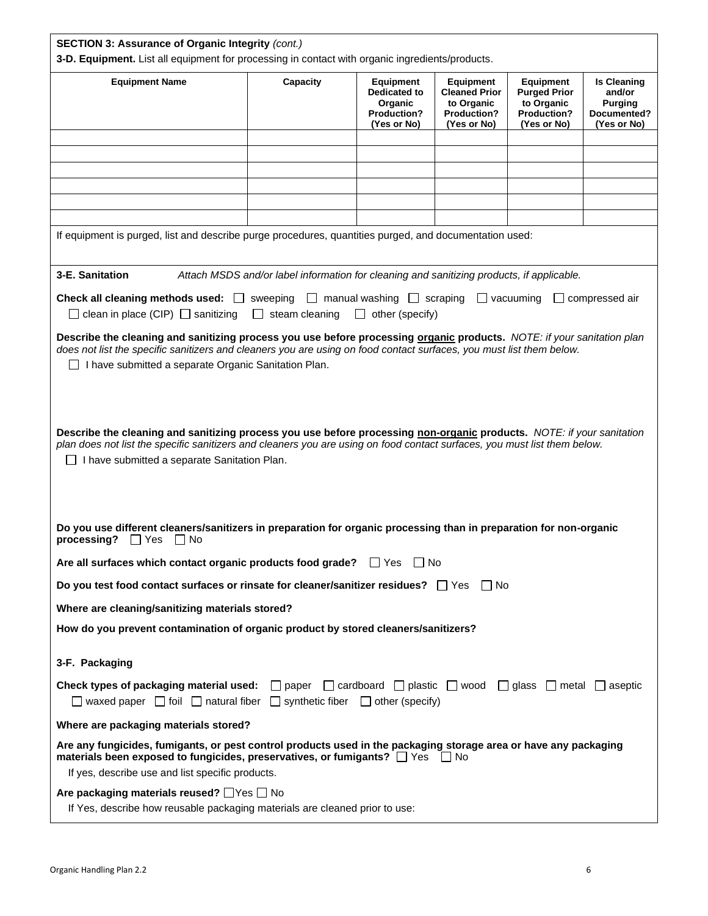**SECTION 3: Assurance of Organic Integrity** *(cont.)*

**3-D. Equipment.** List all equipment for processing in contact with organic ingredients/products.

| Equipment Name | Capacity | Equipment Dedicated to Organic Production? (Yes or No) | Equipment Cleaned Prior to Organic Production? (Yes or No) | Equipment Purged Prior to Organic Production? (Yes or No) | Is Cleaning and/or Purging Documented? (Yes or No) |
|---|---|---|---|---|---|
| | | | | | |
| | | | | | |
| | | | | | |
| | | | | | |
| | | | | | |
| | | | | | |

If equipment is purged, list and describe purge procedures, quantities purged, and documentation used:

**3-E. Sanitation** *Attach MSDS and/or label information for cleaning and sanitizing products, if applicable.*

**Check all cleaning methods used:** ☐ sweeping ☐ manual washing ☐ scraping ☐ vacuuming ☐ compressed air ☐ clean in place (CIP) ☐ sanitizing ☐ steam cleaning ☐ other (specify)

**Describe the cleaning and sanitizing process you use before processing <u>organic</u> products.** *NOTE: if your sanitation plan does not list the specific sanitizers and cleaners you are using on food contact surfaces, you must list them below.*

☐ I have submitted a separate Organic Sanitation Plan.

**Describe the cleaning and sanitizing process you use before processing <u>non-organic</u> products.** *NOTE: if your sanitation plan does not list the specific sanitizers and cleaners you are using on food contact surfaces, you must list them below.*

☐ I have submitted a separate Sanitation Plan.

**Do you use different cleaners/sanitizers in preparation for organic processing than in preparation for non-organic processing?** ☐ Yes ☐ No

**Are all surfaces which contact organic products food grade?** ☐ Yes ☐ No

**Do you test food contact surfaces or rinsate for cleaner/sanitizer residues?** ☐ Yes ☐ No

**Where are cleaning/sanitizing materials stored?**

**How do you prevent contamination of organic product by stored cleaners/sanitizers?**

**3-F. Packaging**

**Check types of packaging material used:** ☐ paper ☐ cardboard ☐ plastic ☐ wood ☐ glass ☐ metal ☐ aseptic ☐ waxed paper ☐ foil ☐ natural fiber ☐ synthetic fiber ☐ other (specify)

**Where are packaging materials stored?**

**Are any fungicides, fumigants, or pest control products used in the packaging storage area or have any packaging materials been exposed to fungicides, preservatives, or fumigants?** ☐ Yes ☐ No

If yes, describe use and list specific products.

**Are packaging materials reused?** ☐ Yes ☐ No

If Yes, describe how reusable packaging materials are cleaned prior to use: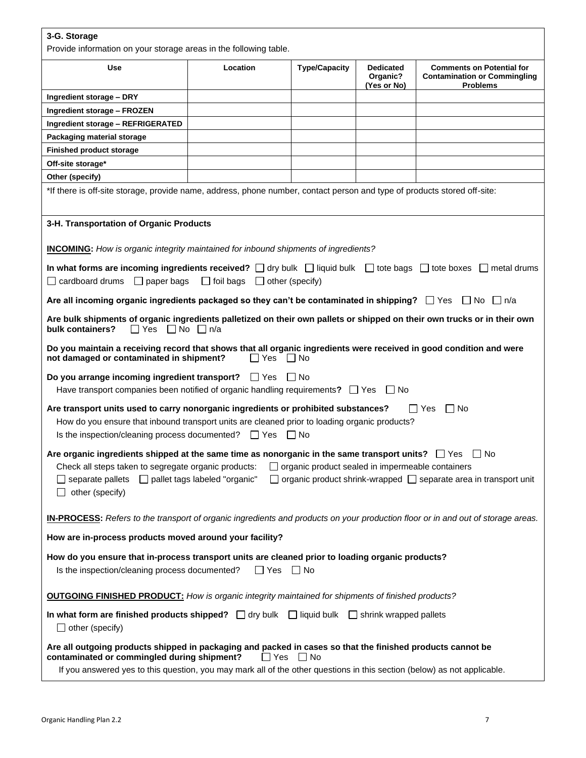### 3-G. Storage

Provide information on your storage areas in the following table.

| Use | Location | Type/Capacity | Dedicated Organic? (Yes or No) | Comments on Potential for Contamination or Commingling Problems |
|---|---|---|---|---|
| **Ingredient storage – DRY** | | | | |
| **Ingredient storage – FROZEN** | | | | |
| **Ingredient storage – REFRIGERATED** | | | | |
| **Packaging material storage** | | | | |
| **Finished product storage** | | | | |
| **Off-site storage*** | | | | |
| **Other (specify)** | | | | |

*If there is off-site storage, provide name, address, phone number, contact person and type of products stored off-site:

### 3-H. Transportation of Organic Products

**INCOMING:** *How is organic integrity maintained for inbound shipments of ingredients?*

**In what forms are incoming ingredients received?** ☐ dry bulk ☐ liquid bulk ☐ tote bags ☐ tote boxes ☐ metal drums ☐ cardboard drums ☐ paper bags ☐ foil bags ☐ other (specify)

**Are all incoming organic ingredients packaged so they can't be contaminated in shipping?** ☐ Yes ☐ No ☐ n/a

**Are bulk shipments of organic ingredients palletized on their own pallets or shipped on their own trucks or in their own bulk containers?** ☐ Yes ☐ No ☐ n/a

**Do you maintain a receiving record that shows that all organic ingredients were received in good condition and were not damaged or contaminated in shipment?** ☐ Yes ☐ No

**Do you arrange incoming ingredient transport?** ☐ Yes ☐ No

Have transport companies been notified of organic handling requirements**?** ☐ Yes ☐ No

**Are transport units used to carry nonorganic ingredients or prohibited substances?** ☐ Yes ☐ No

How do you ensure that inbound transport units are cleaned prior to loading organic products?

Is the inspection/cleaning process documented? ☐ Yes ☐ No

**Are organic ingredients shipped at the same time as nonorganic in the same transport units?** ☐ Yes ☐ No

Check all steps taken to segregate organic products: ☐ organic product sealed in impermeable containers ☐ separate pallets ☐ pallet tags labeled "organic" ☐ organic product shrink-wrapped ☐ separate area in transport unit ☐ other (specify)

**IN-PROCESS:** *Refers to the transport of organic ingredients and products on your production floor or in and out of storage areas.*

**How are in-process products moved around your facility?**

**How do you ensure that in-process transport units are cleaned prior to loading organic products?**

Is the inspection/cleaning process documented? ☐ Yes ☐ No

**OUTGOING FINISHED PRODUCT:** *How is organic integrity maintained for shipments of finished products?*

**In what form are finished products shipped?** ☐ dry bulk ☐ liquid bulk ☐ shrink wrapped pallets ☐ other (specify)

**Are all outgoing products shipped in packaging and packed in cases so that the finished products cannot be contaminated or commingled during shipment?** ☐ Yes ☐ No

If you answered yes to this question, you may mark all of the other questions in this section (below) as not applicable.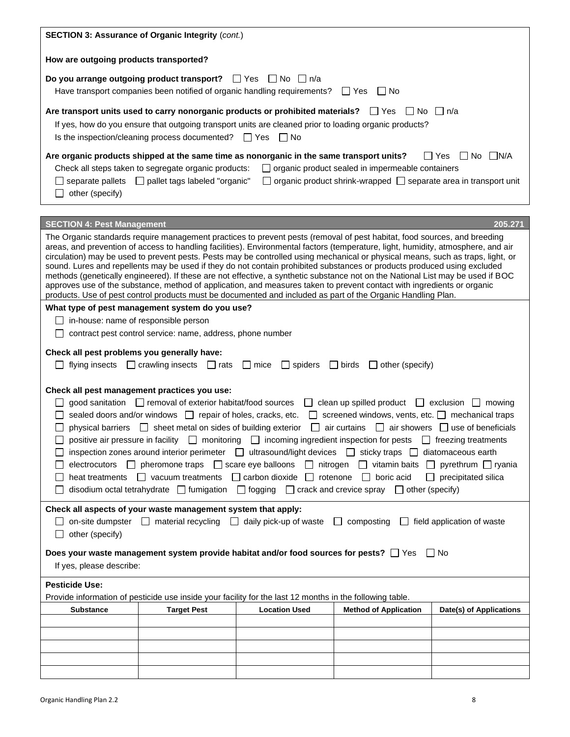**SECTION 3: Assurance of Organic Integrity** (*cont.*)

**How are outgoing products transported?**

**Do you arrange outgoing product transport?** ☐ Yes ☐ No ☐ n/a

Have transport companies been notified of organic handling requirements? ☐ Yes ☐ No

**Are transport units used to carry nonorganic products or prohibited materials?** ☐ Yes ☐ No ☐ n/a

If yes, how do you ensure that outgoing transport units are cleaned prior to loading organic products?

Is the inspection/cleaning process documented? ☐ Yes ☐ No

**Are organic products shipped at the same time as nonorganic in the same transport units?** ☐ Yes ☐ No ☐ N/A

Check all steps taken to segregate organic products: ☐ organic product sealed in impermeable containers

☐ separate pallets ☐ pallet tags labeled "organic" ☐ organic product shrink-wrapped ☐ separate area in transport unit

☐ other (specify)

## SECTION 4: Pest Management — 205.271

The Organic standards require management practices to prevent pests (removal of pest habitat, food sources, and breeding areas, and prevention of access to handling facilities). Environmental factors (temperature, light, humidity, atmosphere, and air circulation) may be used to prevent pests. Pests may be controlled using mechanical or physical means, such as traps, light, or sound. Lures and repellents may be used if they do not contain prohibited substances or products produced using excluded methods (genetically engineered). If these are not effective, a synthetic substance not on the National List may be used if BOC approves use of the substance, method of application, and measures taken to prevent contact with ingredients or organic products. Use of pest control products must be documented and included as part of the Organic Handling Plan.

**What type of pest management system do you use?**

☐ in-house: name of responsible person

☐ contract pest control service: name, address, phone number

**Check all pest problems you generally have:**

☐ flying insects ☐ crawling insects ☐ rats ☐ mice ☐ spiders ☐ birds ☐ other (specify)

**Check all pest management practices you use:**

☐ good sanitation ☐ removal of exterior habitat/food sources ☐ clean up spilled product ☐ exclusion ☐ mowing
☐ sealed doors and/or windows ☐ repair of holes, cracks, etc. ☐ screened windows, vents, etc. ☐ mechanical traps
☐ physical barriers ☐ sheet metal on sides of building exterior ☐ air curtains ☐ air showers ☐ use of beneficials
☐ positive air pressure in facility ☐ monitoring ☐ incoming ingredient inspection for pests ☐ freezing treatments
☐ inspection zones around interior perimeter ☐ ultrasound/light devices ☐ sticky traps ☐ diatomaceous earth
☐ electrocutors ☐ pheromone traps ☐ scare eye balloons ☐ nitrogen ☐ vitamin baits ☐ pyrethrum ☐ ryania
☐ heat treatments ☐ vacuum treatments ☐ carbon dioxide ☐ rotenone ☐ boric acid ☐ precipitated silica
☐ disodium octal tetrahydrate ☐ fumigation ☐ fogging ☐ crack and crevice spray ☐ other (specify)

**Check all aspects of your waste management system that apply:**

☐ on-site dumpster ☐ material recycling ☐ daily pick-up of waste ☐ composting ☐ field application of waste

☐ other (specify)

**Does your waste management system provide habitat and/or food sources for pests?** ☐ Yes ☐ No

If yes, please describe:

**Pesticide Use:**

Provide information of pesticide use inside your facility for the last 12 months in the following table.

| Substance | Target Pest | Location Used | Method of Application | Date(s) of Applications |
|---|---|---|---|---|
| | | | | |
| | | | | |
| | | | | |
| | | | | |
| | | | | |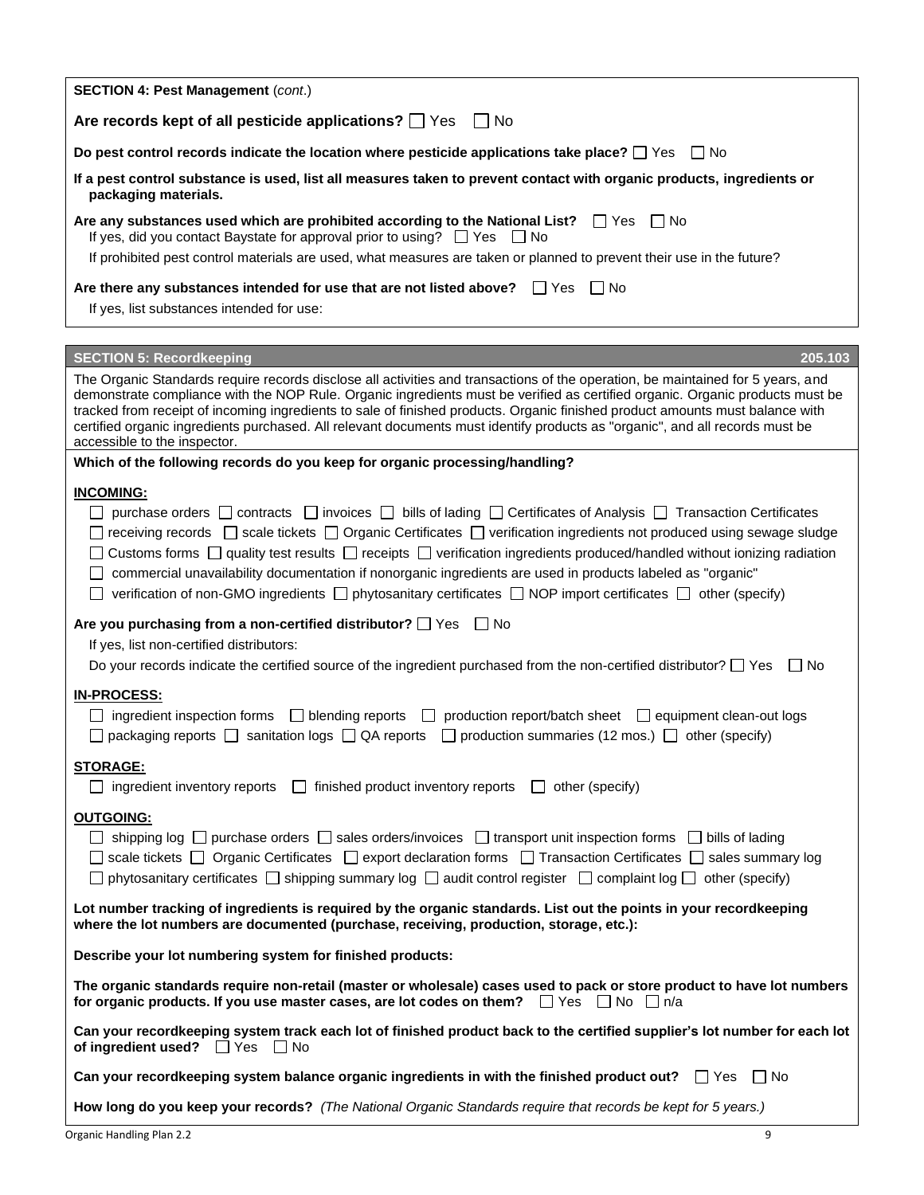**SECTION 4: Pest Management** (*cont*.)

**Are records kept of all pesticide applications?** ☐ Yes ☐ No

**Do pest control records indicate the location where pesticide applications take place?** ☐ Yes ☐ No

**If a pest control substance is used, list all measures taken to prevent contact with organic products, ingredients or packaging materials.**

**Are any substances used which are prohibited according to the National List?** ☐ Yes ☐ No
If yes, did you contact Baystate for approval prior to using? ☐ Yes ☐ No

If prohibited pest control materials are used, what measures are taken or planned to prevent their use in the future?

**Are there any substances intended for use that are not listed above?** ☐ Yes ☐ No
If yes, list substances intended for use:

## SECTION 5: Recordkeeping — 205.103

The Organic Standards require records disclose all activities and transactions of the operation, be maintained for 5 years, and demonstrate compliance with the NOP Rule. Organic ingredients must be verified as certified organic. Organic products must be tracked from receipt of incoming ingredients to sale of finished products. Organic finished product amounts must balance with certified organic ingredients purchased. All relevant documents must identify products as "organic", and all records must be accessible to the inspector.

**Which of the following records do you keep for organic processing/handling?**

**INCOMING:**

☐ purchase orders ☐ contracts ☐ invoices ☐ bills of lading ☐ Certificates of Analysis ☐ Transaction Certificates
☐ receiving records ☐ scale tickets ☐ Organic Certificates ☐ verification ingredients not produced using sewage sludge
☐ Customs forms ☐ quality test results ☐ receipts ☐ verification ingredients produced/handled without ionizing radiation
☐ commercial unavailability documentation if nonorganic ingredients are used in products labeled as "organic"
☐ verification of non-GMO ingredients ☐ phytosanitary certificates ☐ NOP import certificates ☐ other (specify)

**Are you purchasing from a non-certified distributor?** ☐ Yes ☐ No
If yes, list non-certified distributors:
Do your records indicate the certified source of the ingredient purchased from the non-certified distributor? ☐ Yes ☐ No

**IN-PROCESS:**

☐ ingredient inspection forms ☐ blending reports ☐ production report/batch sheet ☐ equipment clean-out logs
☐ packaging reports ☐ sanitation logs ☐ QA reports ☐ production summaries (12 mos.) ☐ other (specify)

**STORAGE:**

☐ ingredient inventory reports ☐ finished product inventory reports ☐ other (specify)

**OUTGOING:**

☐ shipping log ☐ purchase orders ☐ sales orders/invoices ☐ transport unit inspection forms ☐ bills of lading
☐ scale tickets ☐ Organic Certificates ☐ export declaration forms ☐ Transaction Certificates ☐ sales summary log
☐ phytosanitary certificates ☐ shipping summary log ☐ audit control register ☐ complaint log ☐ other (specify)

**Lot number tracking of ingredients is required by the organic standards. List out the points in your recordkeeping where the lot numbers are documented (purchase, receiving, production, storage, etc.):**

**Describe your lot numbering system for finished products:**

**The organic standards require non-retail (master or wholesale) cases used to pack or store product to have lot numbers for organic products. If you use master cases, are lot codes on them?** ☐ Yes ☐ No ☐ n/a

**Can your recordkeeping system track each lot of finished product back to the certified supplier's lot number for each lot of ingredient used?** ☐ Yes ☐ No

**Can your recordkeeping system balance organic ingredients in with the finished product out?** ☐ Yes ☐ No

**How long do you keep your records?** *(The National Organic Standards require that records be kept for 5 years.)*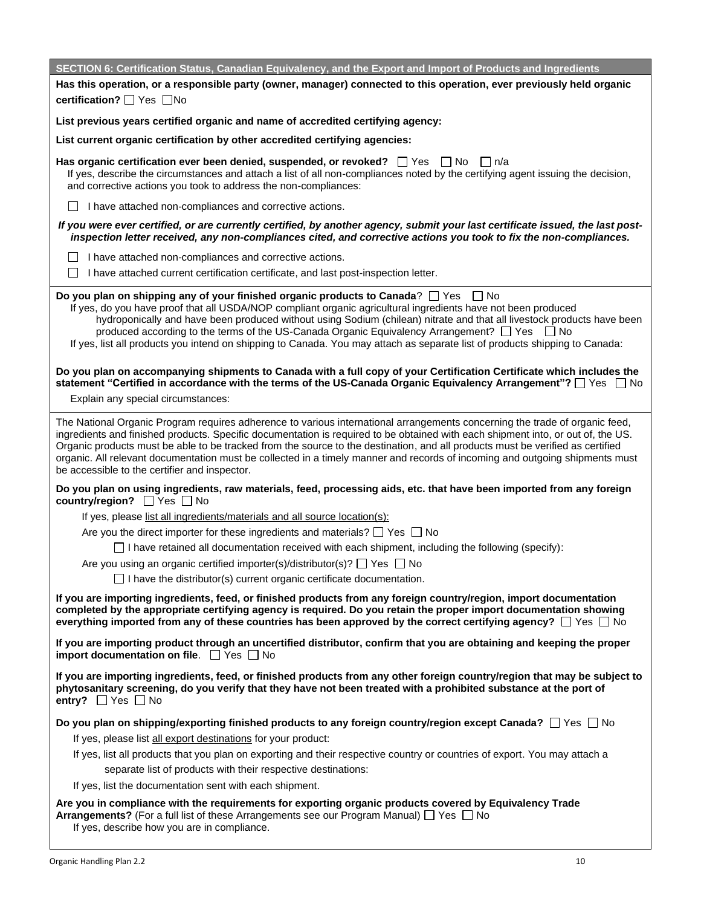## SECTION 6: Certification Status, Canadian Equivalency, and the Export and Import of Products and Ingredients

**Has this operation, or a responsible party (owner, manager) connected to this operation, ever previously held organic certification?** ☐ Yes ☐No

**List previous years certified organic and name of accredited certifying agency:**

**List current organic certification by other accredited certifying agencies:**

**Has organic certification ever been denied, suspended, or revoked?** ☐ Yes ☐ No ☐ n/a

If yes, describe the circumstances and attach a list of all non-compliances noted by the certifying agent issuing the decision, and corrective actions you took to address the non-compliances:

☐ I have attached non-compliances and corrective actions.

***If you were ever certified, or are currently certified, by another agency, submit your last certificate issued, the last post-inspection letter received, any non-compliances cited, and corrective actions you took to fix the non-compliances.***

☐ I have attached non-compliances and corrective actions.

☐ I have attached current certification certificate, and last post-inspection letter.

**Do you plan on shipping any of your finished organic products to Canada**? ☐ Yes ☐ No

If yes, do you have proof that all USDA/NOP compliant organic agricultural ingredients have not been produced hydroponically and have been produced without using Sodium (chilean) nitrate and that all livestock products have been produced according to the terms of the US-Canada Organic Equivalency Arrangement? ☐ Yes ☐ No

If yes, list all products you intend on shipping to Canada. You may attach as separate list of products shipping to Canada:

**Do you plan on accompanying shipments to Canada with a full copy of your Certification Certificate which includes the statement "Certified in accordance with the terms of the US-Canada Organic Equivalency Arrangement"?** ☐ Yes ☐ No

Explain any special circumstances:

The National Organic Program requires adherence to various international arrangements concerning the trade of organic feed, ingredients and finished products. Specific documentation is required to be obtained with each shipment into, or out of, the US. Organic products must be able to be tracked from the source to the destination, and all products must be verified as certified organic. All relevant documentation must be collected in a timely manner and records of incoming and outgoing shipments must be accessible to the certifier and inspector.

**Do you plan on using ingredients, raw materials, feed, processing aids, etc. that have been imported from any foreign country/region?** ☐ Yes ☐ No

If yes, please list all ingredients/materials and all source location(s):

Are you the direct importer for these ingredients and materials? ☐ Yes ☐ No

☐ I have retained all documentation received with each shipment, including the following (specify):

Are you using an organic certified importer(s)/distributor(s)? ☐ Yes ☐ No

☐ I have the distributor(s) current organic certificate documentation.

**If you are importing ingredients, feed, or finished products from any foreign country/region, import documentation completed by the appropriate certifying agency is required. Do you retain the proper import documentation showing everything imported from any of these countries has been approved by the correct certifying agency?** ☐ Yes ☐ No

**If you are importing product through an uncertified distributor, confirm that you are obtaining and keeping the proper import documentation on file**. ☐ Yes ☐ No

**If you are importing ingredients, feed, or finished products from any other foreign country/region that may be subject to phytosanitary screening, do you verify that they have not been treated with a prohibited substance at the port of entry?** ☐ Yes ☐ No

**Do you plan on shipping/exporting finished products to any foreign country/region except Canada?** ☐ Yes ☐ No

If yes, please list all export destinations for your product:

If yes, list all products that you plan on exporting and their respective country or countries of export. You may attach a separate list of products with their respective destinations:

If yes, list the documentation sent with each shipment.

**Are you in compliance with the requirements for exporting organic products covered by Equivalency Trade Arrangements?** (For a full list of these Arrangements see our Program Manual) ☐ Yes ☐ No

If yes, describe how you are in compliance.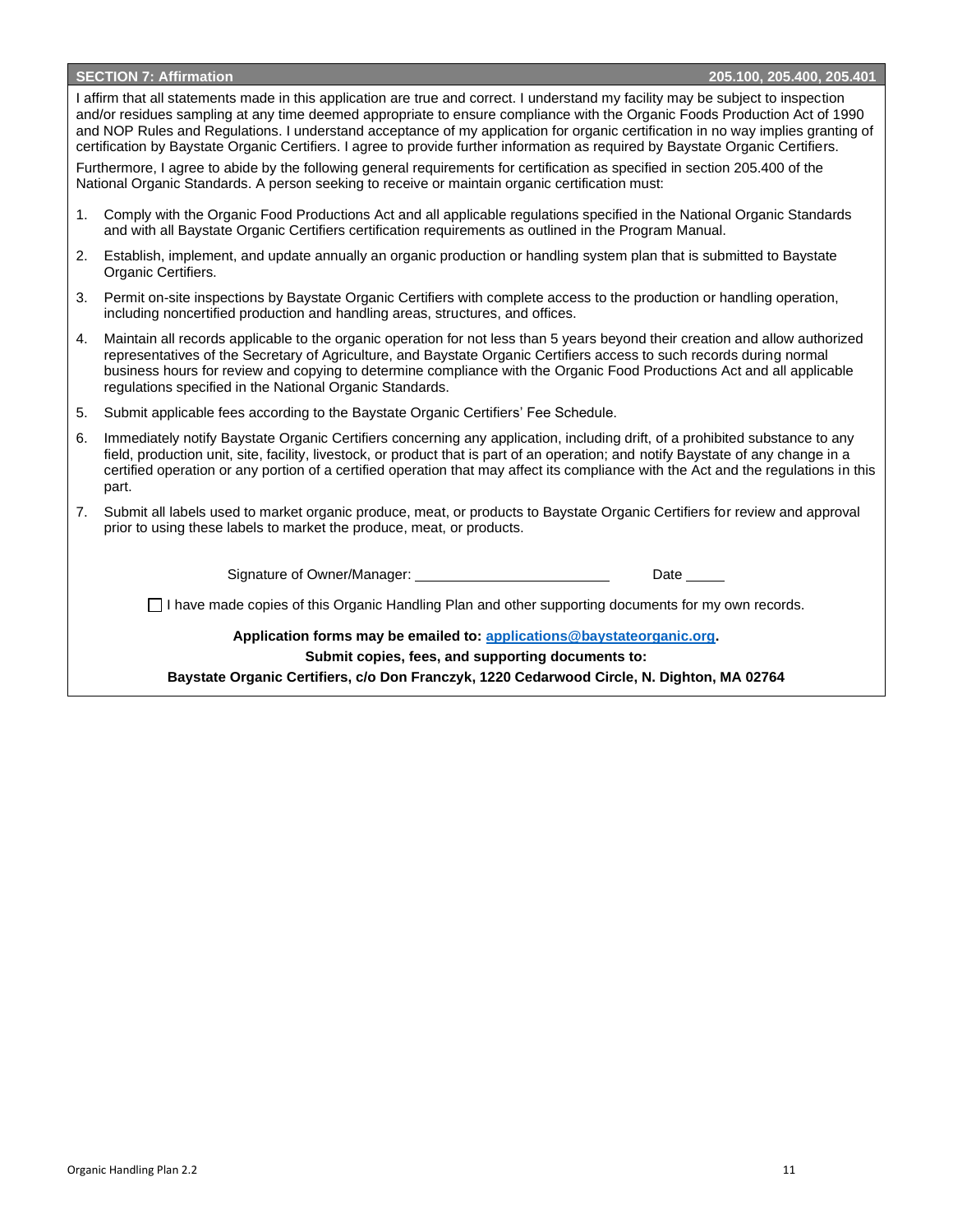## SECTION 7: Affirmation — 205.100, 205.400, 205.401

I affirm that all statements made in this application are true and correct. I understand my facility may be subject to inspection and/or residues sampling at any time deemed appropriate to ensure compliance with the Organic Foods Production Act of 1990 and NOP Rules and Regulations. I understand acceptance of my application for organic certification in no way implies granting of certification by Baystate Organic Certifiers. I agree to provide further information as required by Baystate Organic Certifiers.

Furthermore, I agree to abide by the following general requirements for certification as specified in section 205.400 of the National Organic Standards. A person seeking to receive or maintain organic certification must:

1. Comply with the Organic Food Productions Act and all applicable regulations specified in the National Organic Standards and with all Baystate Organic Certifiers certification requirements as outlined in the Program Manual.
2. Establish, implement, and update annually an organic production or handling system plan that is submitted to Baystate Organic Certifiers.
3. Permit on-site inspections by Baystate Organic Certifiers with complete access to the production or handling operation, including noncertified production and handling areas, structures, and offices.
4. Maintain all records applicable to the organic operation for not less than 5 years beyond their creation and allow authorized representatives of the Secretary of Agriculture, and Baystate Organic Certifiers access to such records during normal business hours for review and copying to determine compliance with the Organic Food Productions Act and all applicable regulations specified in the National Organic Standards.
5. Submit applicable fees according to the Baystate Organic Certifiers' Fee Schedule.
6. Immediately notify Baystate Organic Certifiers concerning any application, including drift, of a prohibited substance to any field, production unit, site, facility, livestock, or product that is part of an operation; and notify Baystate of any change in a certified operation or any portion of a certified operation that may affect its compliance with the Act and the regulations in this part.
7. Submit all labels used to market organic produce, meat, or products to Baystate Organic Certifiers for review and approval prior to using these labels to market the produce, meat, or products.

Signature of Owner/Manager: ______________________ Date _____

☐ I have made copies of this Organic Handling Plan and other supporting documents for my own records.

**Application forms may be emailed to: applications@baystateorganic.org.**

**Submit copies, fees, and supporting documents to:**

**Baystate Organic Certifiers, c/o Don Franczyk, 1220 Cedarwood Circle, N. Dighton, MA 02764**